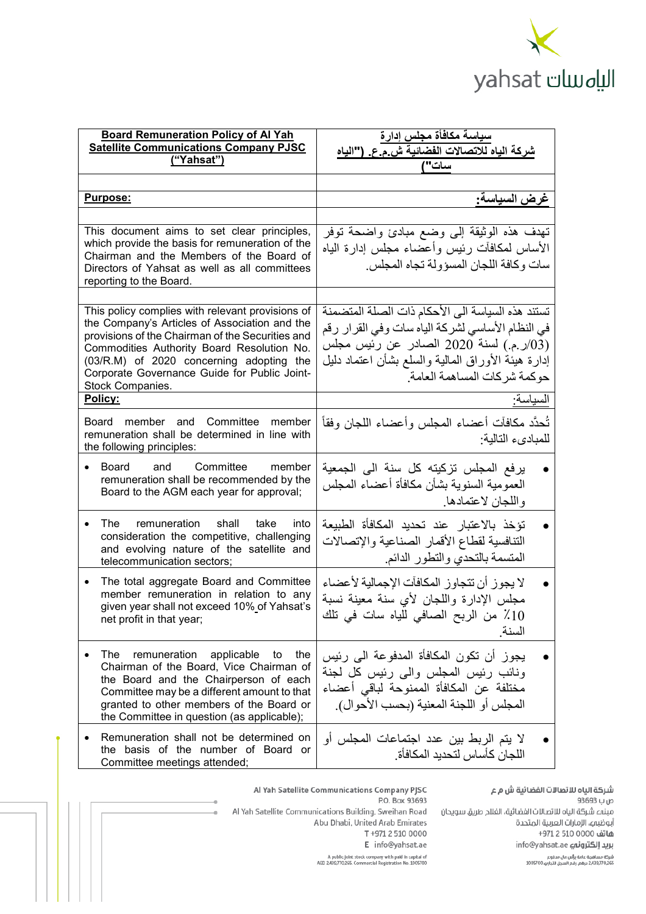| Board Remuneration Policy of Al Yah Satellite Communications Company PJSC ("Yahsat") | سياسة مكافأة مجلس إدارة شركة الياه للاتصالات الفضائية ش.م.ع. ("الياه سات") |
| --- | --- |
| | |
| **Purpose:** | **غرض السياسة:** |
| | |
| This document aims to set clear principles, which provide the basis for remuneration of the Chairman and the Members of the Board of Directors of Yahsat as well as all committees reporting to the Board. | تهدف هذه الوثيقة إلى وضع مبادئ واضحة توفر الأساس لمكافآت رئيس وأعضاء مجلس إدارة الياه سات وكافة اللجان المسؤولة تجاه المجلس. |
| | |
| This policy complies with relevant provisions of the Company's Articles of Association and the provisions of the Chairman of the Securities and Commodities Authority Board Resolution No. (03/R.M) of 2020 concerning adopting the Corporate Governance Guide for Public Joint-Stock Companies. | تستند هذه السياسة الى الأحكام ذات الصلة المتضمنة في النظام الأساسي لشركة الياه سات وفي القرار رقم (03/ر.م.) لسنة 2020 الصادر عن رئيس مجلس إدارة هيئة الأوراق المالية والسلع بشأن اعتماد دليل حوكمة شركات المساهمة العامة. |
| **Policy:** | السياسة: |
| Board member and Committee member remuneration shall be determined in line with the following principles: | تُحدَّد مكافآت أعضاء المجلس وأعضاء اللجان وفقاً للمبادىء التالية: |
| • Board and Committee member remuneration shall be recommended by the Board to the AGM each year for approval; | • يرفع المجلس تزكيته كل سنة الى الجمعية العمومية السنوية بشأن مكافأة أعضاء المجلس واللجان لاعتمادها. |
| • The remuneration shall take into consideration the competitive, challenging and evolving nature of the satellite and telecommunication sectors; | • تؤخذ بالاعتبار عند تحديد المكافأة الطبيعة التنافسية لقطاع الأقمار الصناعية والإتصالات المتسمة بالتحدي والتطور الدائم. |
| • The total aggregate Board and Committee member remuneration in relation to any given year shall not exceed 10% of Yahsat's net profit in that year; | • لا يجوز أن تتجاوز المكافآت الإجمالية لأعضاء مجلس الإدارة واللجان لأي سنة معينة نسبة 10٪ من الربح الصافي للياه سات في تلك السنة. |
| • The remuneration applicable to the Chairman of the Board, Vice Chairman of the Board and the Chairperson of each Committee may be a different amount to that granted to other members of the Board or the Committee in question (as applicable); | • يجوز أن تكون المكافأة المدفوعة الى رئيس ونائب رئيس المجلس والى رئيس كل لجنة مختلفة عن المكافأة الممنوحة لباقي أعضاء المجلس أو اللجنة المعنية (بحسب الأحوال). |
| • Remuneration shall not be determined on the basis of the number of Board or Committee meetings attended; | • لا يتم الربط بين عدد اجتماعات المجلس أو اللجان كأساس لتحديد المكافأة. |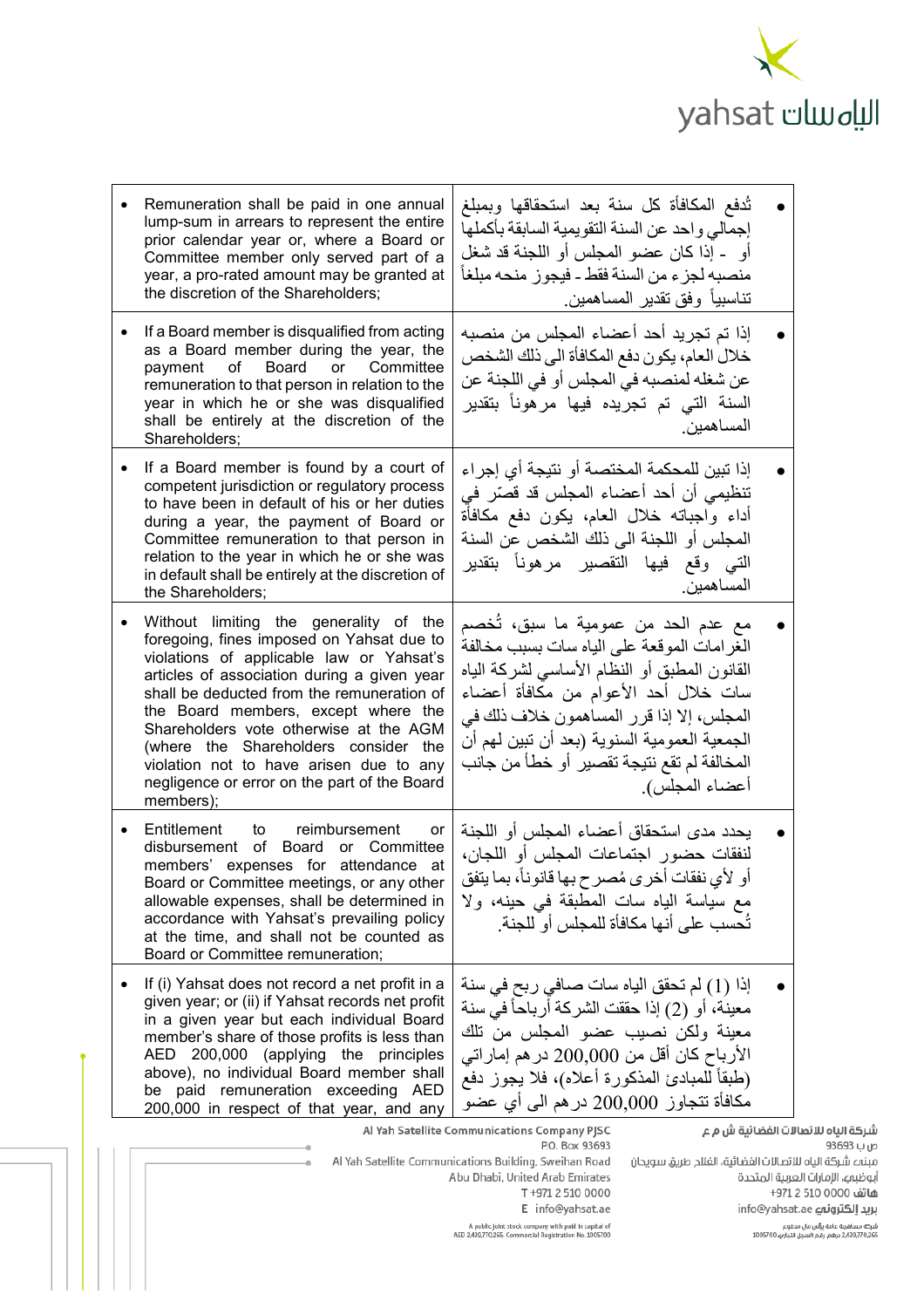| | |
|---|---|
| • Remuneration shall be paid in one annual lump-sum in arrears to represent the entire prior calendar year or, where a Board or Committee member only served part of a year, a pro-rated amount may be granted at the discretion of the Shareholders; | • تُدفع المكافأة كل سنة بعد استحقاقها وبمبلغ إجمالي واحد عن السنة التقويمية السابقة بأكملها أو - إذا كان عضو المجلس أو اللجنة قد شغل منصبه لجزء من السنة فقط - فيجوز منحه مبلغاً تناسبياً وفق تقدير المساهمين. |
| • If a Board member is disqualified from acting as a Board member during the year, the payment of Board or Committee remuneration to that person in relation to the year in which he or she was disqualified shall be entirely at the discretion of the Shareholders; | • إذا تم تجريد أحد أعضاء المجلس من منصبه خلال العام، يكون دفع المكافأة الى ذلك الشخص عن شغله لمنصبه في المجلس أو في اللجنة عن السنة التي تم تجريده فيها مرهوناً بتقدير المساهمين. |
| • If a Board member is found by a court of competent jurisdiction or regulatory process to have been in default of his or her duties during a year, the payment of Board or Committee remuneration to that person in relation to the year in which he or she was in default shall be entirely at the discretion of the Shareholders; | • إذا تبين للمحكمة المختصة أو نتيجة أي إجراء تنظيمي أن أحد أعضاء المجلس قد قصّر في أداء واجباته خلال العام، يكون دفع مكافأة المجلس أو اللجنة الى ذلك الشخص عن السنة التي وقع فيها التقصير مرهوناً بتقدير المساهمين. |
| • Without limiting the generality of the foregoing, fines imposed on Yahsat due to violations of applicable law or Yahsat's articles of association during a given year shall be deducted from the remuneration of the Board members, except where the Shareholders vote otherwise at the AGM (where the Shareholders consider the violation not to have arisen due to any negligence or error on the part of the Board members); | • مع عدم الحد من عمومية ما سبق، تُخصم الغرامات الموقعة على الياه سات بسبب مخالفة القانون المطبق أو النظام الأساسي لشركة الياه سات خلال أحد الأعوام من مكافأة أعضاء المجلس، إلا إذا قرر المساهمون خلاف ذلك في الجمعية العمومية السنوية (بعد أن تبين لهم أن المخالفة لم تقع نتيجة تقصير أو خطأ من جانب أعضاء المجلس). |
| • Entitlement to reimbursement or disbursement of Board or Committee members' expenses for attendance at Board or Committee meetings, or any other allowable expenses, shall be determined in accordance with Yahsat's prevailing policy at the time, and shall not be counted as Board or Committee remuneration; | • يحدد مدى استحقاق أعضاء المجلس أو اللجنة لنفقات حضور اجتماعات المجلس أو اللجان، أو لأي نفقات أخرى مُصرح بها قانوناً، بما يتفق مع سياسة الياه سات المطبقة في حينه، ولا تُحسب على أنها مكافأة للمجلس أو للجنة. |
| • If (i) Yahsat does not record a net profit in a given year; or (ii) if Yahsat records net profit in a given year but each individual Board member's share of those profits is less than AED 200,000 (applying the principles above), no individual Board member shall be paid remuneration exceeding AED 200,000 in respect of that year, and any | • إذا (1) لم تحقق الياه سات صافي ربح في سنة معينة، أو (2) إذا حققت الشركة أرباحاً في سنة معينة ولكن نصيب عضو المجلس من تلك الأرباح كان أقل من 200,000 درهم إماراتي (طبقاً للمبادئ المذكورة أعلاه)، فلا يجوز دفع مكافأة تتجاوز 200,000 درهم الى أي عضو |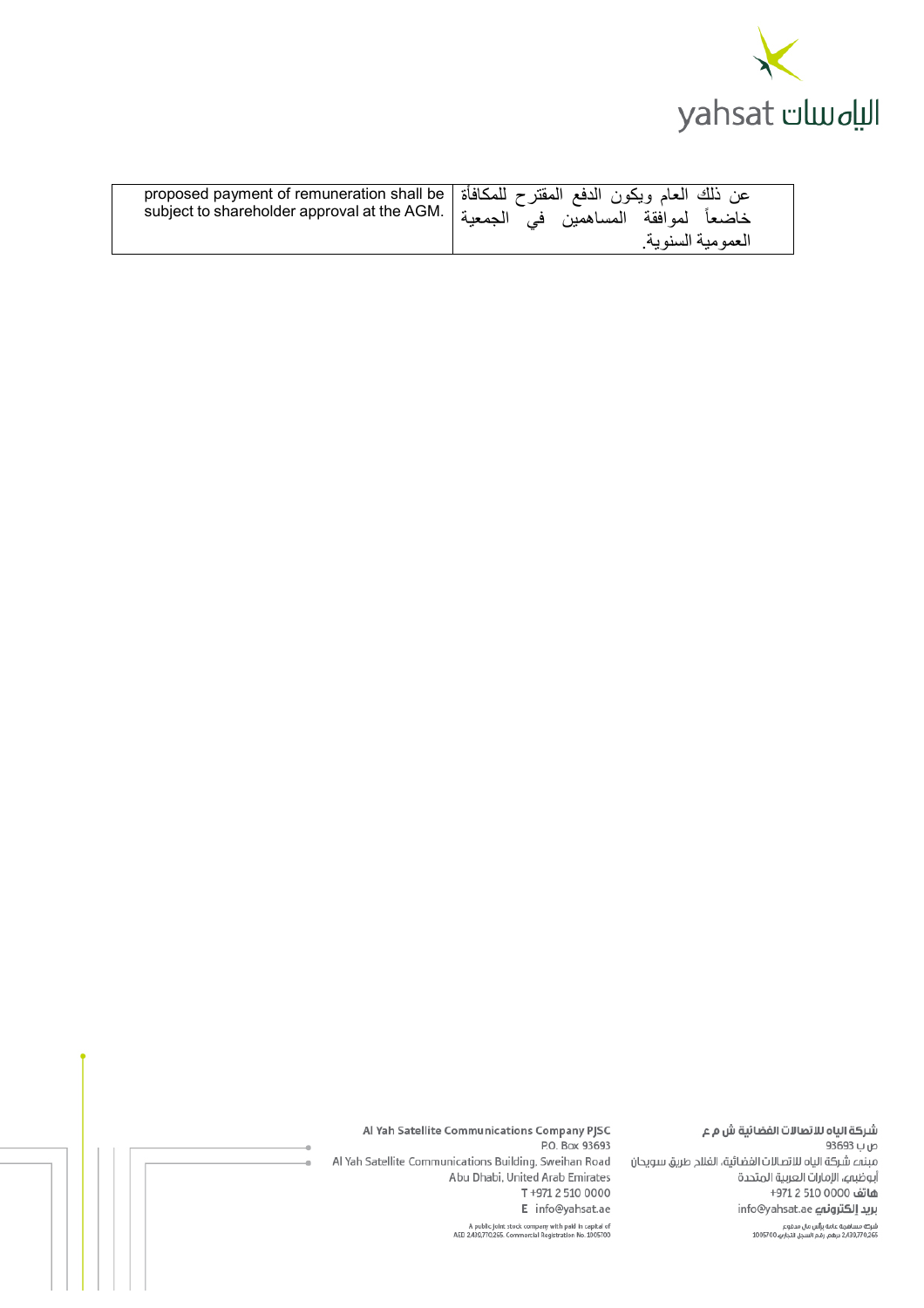| | |
|---|---|
| proposed payment of remuneration shall be subject to shareholder approval at the AGM. | عن ذلك العام ويكون الدفع المقترح للمكافأة خاضعاً لموافقة المساهمين في الجمعية العمومية السنوية. |